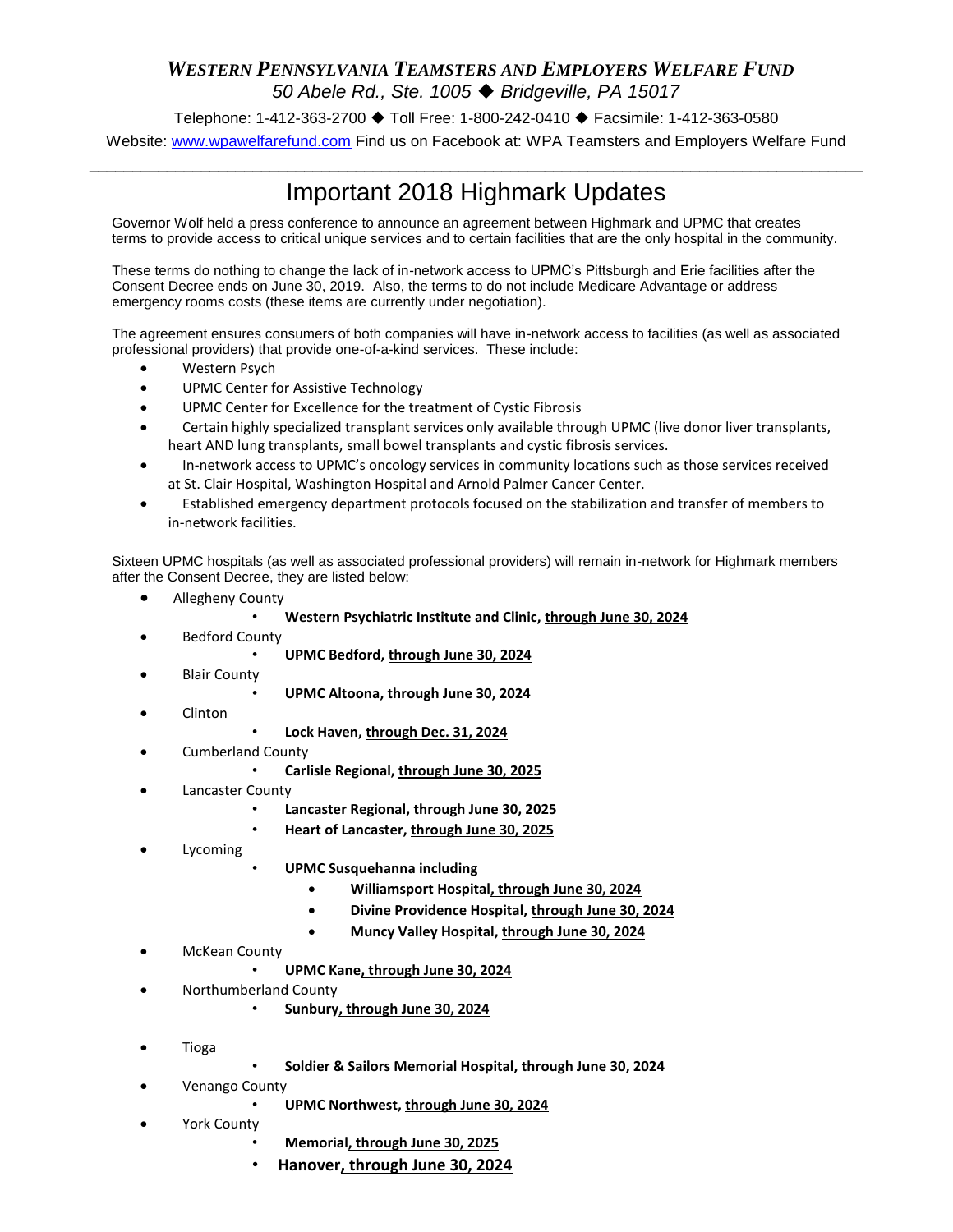# *WESTERN PENNSYLVANIA TEAMSTERS AND EMPLOYERS WELFARE FUND*

*50 Abele Rd., Ste. 1005 ◆ Bridgeville, PA 15017*

Telephone: 1-412-363-2700 ◆ Toll Free: 1-800-242-0410 ◆ Facsimile: 1-412-363-0580

Website: www.wpawelfarefund.com Find us on Facebook at: WPA Teamsters and Employers Welfare Fund

---

## Important 2018 Highmark Updates

Governor Wolf held a press conference to announce an agreement between Highmark and UPMC that creates terms to provide access to critical unique services and to certain facilities that are the only hospital in the community.

These terms do nothing to change the lack of in-network access to UPMC's Pittsburgh and Erie facilities after the Consent Decree ends on June 30, 2019. Also, the terms to do not include Medicare Advantage or address emergency rooms costs (these items are currently under negotiation).

The agreement ensures consumers of both companies will have in-network access to facilities (as well as associated professional providers) that provide one-of-a-kind services. These include:

- Western Psych
- UPMC Center for Assistive Technology
- UPMC Center for Excellence for the treatment of Cystic Fibrosis
- Certain highly specialized transplant services only available through UPMC (live donor liver transplants, heart AND lung transplants, small bowel transplants and cystic fibrosis services.
- In-network access to UPMC's oncology services in community locations such as those services received at St. Clair Hospital, Washington Hospital and Arnold Palmer Cancer Center.
- Established emergency department protocols focused on the stabilization and transfer of members to in-network facilities.

Sixteen UPMC hospitals (as well as associated professional providers) will remain in-network for Highmark members after the Consent Decree, they are listed below:

- Allegheny County
  - **Western Psychiatric Institute and Clinic, through June 30, 2024**
- Bedford County
  - **UPMC Bedford, through June 30, 2024**
- Blair County
  - **UPMC Altoona, through June 30, 2024**
- Clinton
  - **Lock Haven, through Dec. 31, 2024**
- Cumberland County
  - **Carlisle Regional, through June 30, 2025**
- Lancaster County
  - **Lancaster Regional, through June 30, 2025**
  - **Heart of Lancaster, through June 30, 2025**
- Lycoming
  - **UPMC Susquehanna including**
    - **Williamsport Hospital, through June 30, 2024**
    - **Divine Providence Hospital, through June 30, 2024**
    - **Muncy Valley Hospital, through June 30, 2024**
- McKean County
  - **UPMC Kane, through June 30, 2024**
- Northumberland County
  - **Sunbury, through June 30, 2024**
- Tioga
  - **Soldier & Sailors Memorial Hospital, through June 30, 2024**
- Venango County
  - **UPMC Northwest, through June 30, 2024**
- York County
  - **Memorial, through June 30, 2025**
  - **Hanover, through June 30, 2024**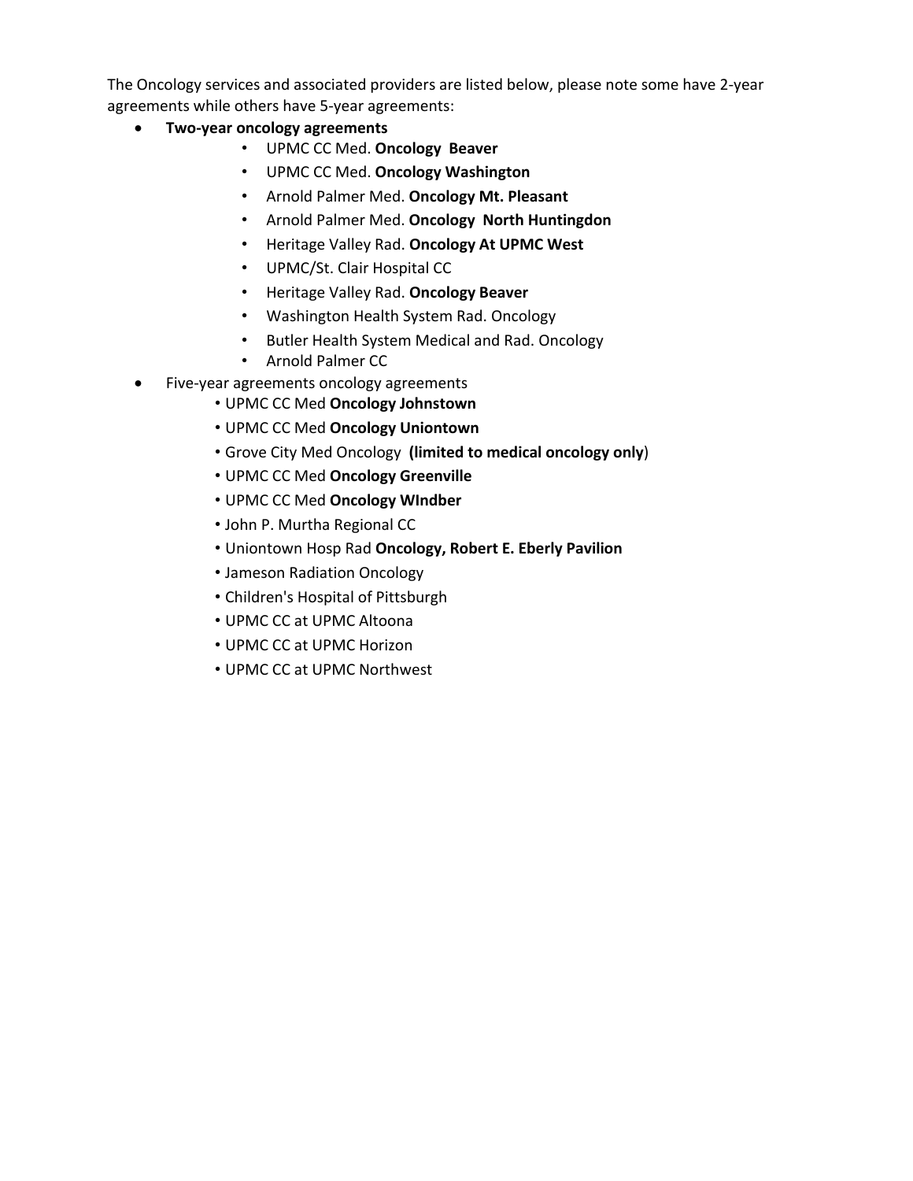The Oncology services and associated providers are listed below, please note some have 2-year agreements while others have 5-year agreements:

- **Two-year oncology agreements**
  - UPMC CC Med. **Oncology Beaver**
  - UPMC CC Med. **Oncology Washington**
  - Arnold Palmer Med. **Oncology Mt. Pleasant**
  - Arnold Palmer Med. **Oncology North Huntingdon**
  - Heritage Valley Rad. **Oncology At UPMC West**
  - UPMC/St. Clair Hospital CC
  - Heritage Valley Rad. **Oncology Beaver**
  - Washington Health System Rad. Oncology
  - Butler Health System Medical and Rad. Oncology
  - Arnold Palmer CC
- Five-year agreements oncology agreements
  - UPMC CC Med **Oncology Johnstown**
  - UPMC CC Med **Oncology Uniontown**
  - Grove City Med Oncology **(limited to medical oncology only**)
  - UPMC CC Med **Oncology Greenville**
  - UPMC CC Med **Oncology WIndber**
  - John P. Murtha Regional CC
  - Uniontown Hosp Rad **Oncology, Robert E. Eberly Pavilion**
  - Jameson Radiation Oncology
  - Children's Hospital of Pittsburgh
  - UPMC CC at UPMC Altoona
  - UPMC CC at UPMC Horizon
  - UPMC CC at UPMC Northwest